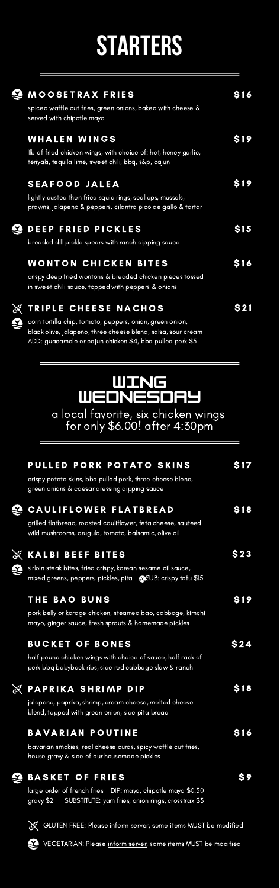# STARTERS

### 🥬 MOOSETRAX FRIES — $16

spiced waffle cut fries, green onions, baked with cheese & served with chipotle mayo

### WHALEN WINGS — $19

1lb of fried chicken wings, with choice of: hot, honey garlic, teriyaki, tequila lime, sweet chili, bbq, s&p, cajun

### SEAFOOD JALEA — $19

lightly dusted then fried squid rings, scallops, mussels, prawns, jalapeno & peppers. cilantro pico de gallo & tartar

### 🥬 DEEP FRIED PICKLES — $15

breaded dill pickle spears with ranch dipping sauce

### WONTON CHICKEN BITES — $16

crispy deep fried wontons & breaded chicken pieces tossed in sweet chili sauce, topped with peppers & onions

### GF 🥬 TRIPLE CHEESE NACHOS — $21

corn tortilla chip, tomato, peppers, onion, green onion, black olive, jalapeno, three cheese blend, salsa, sour cream
ADD: guacamole or cajun chicken $4, bbq pulled pork $5

## WING WEDNESDAY

a local favorite, six chicken wings for only $6.00! after 4:30pm

### PULLED PORK POTATO SKINS — $17

crispy potato skins, bbq pulled pork, three cheese blend, green onions & caesar dressing dipping sauce

### 🥬 CAULIFLOWER FLATBREAD — $18

grilled flatbread, roasted cauliflower, feta cheese, sauteed wild mushrooms, arugula, tomato, balsamic, olive oil

### GF 🥬 KALBI BEEF BITES — $23

sirloin steak bites, fried crispy, korean sesame oil sauce, mixed greens, peppers, pickles, pita 🥬SUB: crispy tofu $15

### THE BAO BUNS — $19

pork belly or karage chicken, steamed bao, cabbage, kimchi mayo, ginger sauce, fresh sprouts & homemade pickles

### BUCKET OF BONES — $24

half pound chicken wings with choice of sauce, half rack of pork bbq babyback ribs, side red cabbage slaw & ranch

### GF PAPRIKA SHRIMP DIP — $18

jalapeno, paprika, shrimp, cream cheese, melted cheese blend, topped with green onion, side pita bread

### BAVARIAN POUTINE — $16

bavarian smokies, real cheese curds, spicy waffle cut fries, house gravy & side of our housemade pickles

### 🥬 BASKET OF FRIES — $9

large order of french fries DIP: mayo, chipotle mayo $0.50 gravy $2 SUBSTITUTE: yam fries, onion rings, crosstrax $3

GF GLUTEN FREE: Please inform server, some items MUST be modified

🥬 VEGETARIAN: Please inform server, some items MUST be modified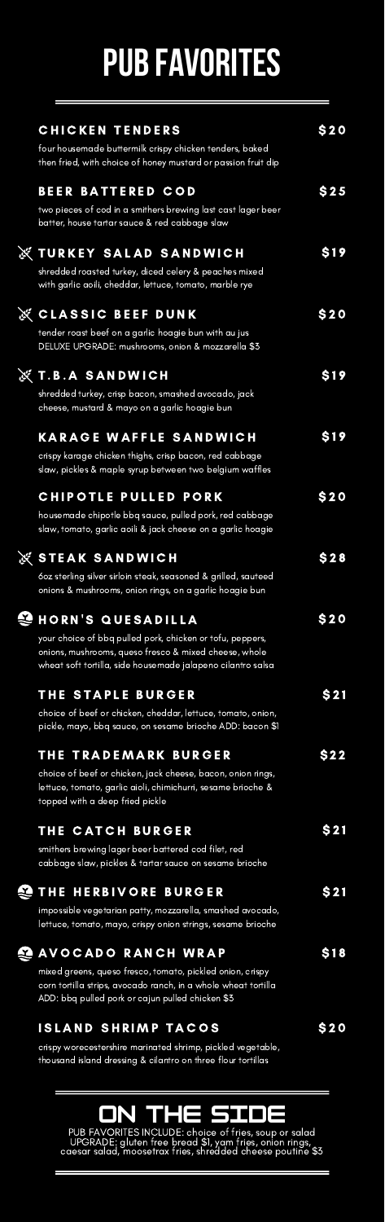# PUB FAVORITES

## CHICKEN TENDERS — $20

four housemade buttermilk crispy chicken tenders, baked then fried, with choice of honey mustard or passion fruit dip

## BEER BATTERED COD — $25

two pieces of cod in a smithers brewing last cast lager beer batter, house tartar sauce & red cabbage slaw

## TURKEY SALAD SANDWICH — $19

shredded roasted turkey, diced celery & peaches mixed with garlic aoili, cheddar, lettuce, tomato, marble rye

## CLASSIC BEEF DUNK — $20

tender roast beef on a garlic hoagie bun with au jus
DELUXE UPGRADE: mushrooms, onion & mozzarella $3

## T.B.A SANDWICH — $19

shredded turkey, crisp bacon, smashed avocado, jack cheese, mustard & mayo on a garlic hoagie bun

## KARAGE WAFFLE SANDWICH — $19

crispy karage chicken thighs, crisp bacon, red cabbage slaw, pickles & maple syrup between two belgium waffles

## CHIPOTLE PULLED PORK — $20

housemade chipotle bbq sauce, pulled pork, red cabbage slaw, tomato, garlic aoili & jack cheese on a garlic hoagie

## STEAK SANDWICH — $28

6oz sterling silver sirloin steak, seasoned & grilled, sauteed onions & mushrooms, onion rings, on a garlic hoagie bun

## HORN'S QUESADILLA — $20

your choice of bbq pulled pork, chicken or tofu, peppers, onions, mushrooms, queso fresco & mixed cheese, whole wheat soft tortilla, side housemade jalapeno cilantro salsa

## THE STAPLE BURGER — $21

choice of beef or chicken, cheddar, lettuce, tomato, onion, pickle, mayo, bbq sauce, on sesame brioche ADD: bacon $1

## THE TRADEMARK BURGER — $22

choice of beef or chicken, jack cheese, bacon, onion rings, lettuce, tomato, garlic aioli, chimichurri, sesame brioche & topped with a deep fried pickle

## THE CATCH BURGER — $21

smithers brewing lager beer battered cod filet, red cabbage slaw, pickles & tartar sauce on sesame brioche

## THE HERBIVORE BURGER — $21

impossible vegetarian patty, mozzarella, smashed avocado, lettuce, tomato, mayo, crispy onion strings, sesame brioche

## AVOCADO RANCH WRAP — $18

mixed greens, queso fresco, tomato, pickled onion, crispy corn tortilla strips, avocado ranch, in a whole wheat tortilla
ADD: bbq pulled pork or cajun pulled chicken $3

## ISLAND SHRIMP TACOS — $20

crispy worecestershire marinated shrimp, pickled vegetable, thousand island dressing & cilantro on three flour tortillas

# ON THE SIDE

PUB FAVORITES INCLUDE: choice of fries, soup or salad
UPGRADE: gluten free bread $1, yam fries, onion rings, caesar salad, moosetrax fries, shredded cheese poutine $3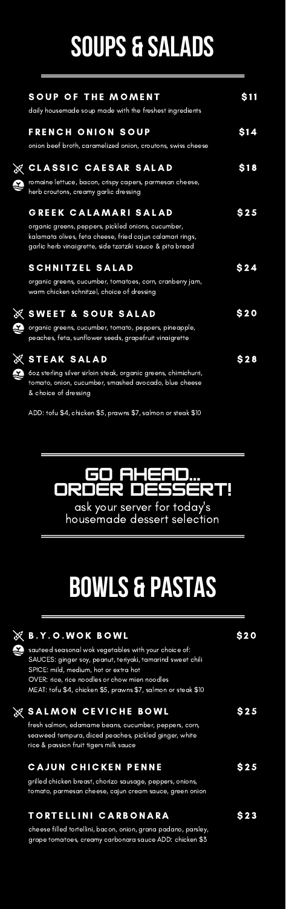# SOUPS & SALADS

### SOUP OF THE MOMENT — $11
daily housemade soup made with the freshest ingredients

### FRENCH ONION SOUP — $14
onion beef broth, caramelized onion, croutons, swiss cheese

### CLASSIC CAESAR SALAD — $18
romaine lettuce, bacon, crispy capers, parmesan cheese, herb croutons, creamy garlic dressing

### GREEK CALAMARI SALAD — $25
organic greens, peppers, pickled onions, cucumber, kalamata olives, feta cheese, fried cajun calamari rings, garlic herb vinaigrette, side tzatziki sauce & pita bread

### SCHNITZEL SALAD — $24
organic greens, cucumber, tomatoes, corn, cranberry jam, warm chicken schnitzel, choice of dressing

### SWEET & SOUR SALAD — $20
organic greens, cucumber, tomato, peppers, pineapple, peaches, feta, sunflower seeds, grapefruit vinaigrette

### STEAK SALAD — $28
6oz sterling silver sirloin steak, organic greens, chimichurri, tomato, onion, cucumber, smashed avocado, blue cheese & choice of dressing

ADD: tofu $4, chicken $5, prawns $7, salmon or steak $10

## GO AHEAD... ORDER DESSERT!
ask your server for today's housemade dessert selection

# BOWLS & PASTAS

### B.Y.O.WOK BOWL — $20
sauteed seasonal wok vegetables with your choice of:
SAUCES: ginger soy, peanut, teriyaki, tamarind sweet chili
SPICE: mild, medium, hot or extra hot
OVER: rice, rice noodles or chow mien noodles
MEAT: tofu $4, chicken $5, prawns $7, salmon or steak $10

### SALMON CEVICHE BOWL — $25
fresh salmon, edamame beans, cucumber, peppers, corn, seaweed tempura, diced peaches, pickled ginger, white rice & passion fruit tigers milk sauce

### CAJUN CHICKEN PENNE — $25
grilled chicken breast, chorizo sausage, peppers, onions, tomato, parmesan cheese, cajun cream sauce, green onion

### TORTELLINI CARBONARA — $23
cheese filled tortellini, bacon, onion, grana padano, parsley, grape tomatoes, creamy carbonara sauce ADD: chicken $3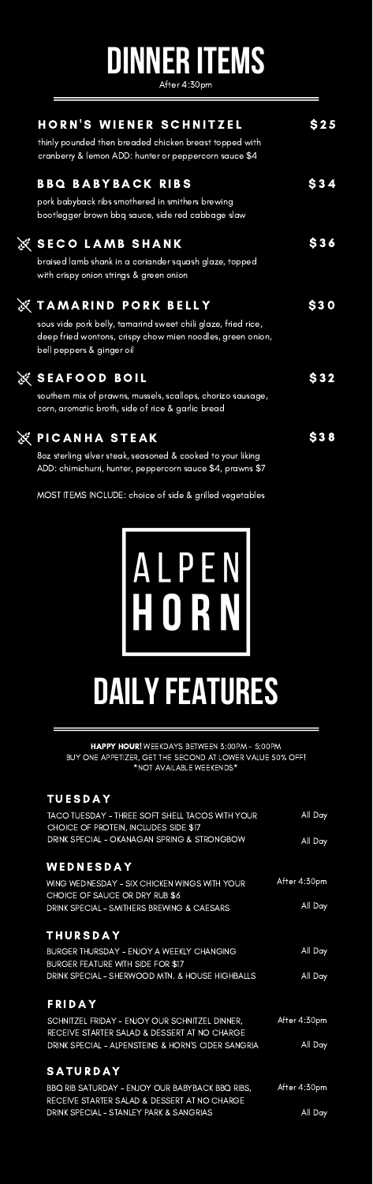# DINNER ITEMS

After 4:30pm

### HORN'S WIENER SCHNITZEL — $25

thinly pounded then breaded chicken breast topped with cranberry & lemon ADD: hunter or peppercorn sauce $4

### BBQ BABYBACK RIBS — $34

pork babyback ribs smothered in smithers brewing bootlegger brown bbq sauce, side red cabbage slaw

### SECO LAMB SHANK — $36

braised lamb shank in a coriander squash glaze, topped with crispy onion strings & green onion

### TAMARIND PORK BELLY — $30

sous vide pork belly, tamarind sweet chili glaze, fried rice, deep fried wontons, crispy chow mien noodles, green onion, bell peppers & ginger oil

### SEAFOOD BOIL — $32

southern mix of prawns, mussels, scallops, chorizo sausage, corn, aromatic broth, side of rice & garlic bread

### PICANHA STEAK — $38

8oz sterling silver steak, seasoned & cooked to your liking ADD: chimichurri, hunter, peppercorn sauce $4, prawns $7

MOST ITEMS INCLUDE: choice of side & grilled vegetables

ALPEN HORN

# DAILY FEATURES

**HAPPY HOUR!** WEEKDAYS BETWEEN 3:00PM - 5:00PM
BUY ONE APPETIZER, GET THE SECOND AT LOWER VALUE 50% OFF!
*NOT AVAILABLE WEEKENDS*

### TUESDAY

| | |
|---|---|
| TACO TUESDAY - THREE SOFT SHELL TACOS WITH YOUR CHOICE OF PROTEIN, INCLUDES SIDE $17 | All Day |
| DRINK SPECIAL - OKANAGAN SPRING & STRONGBOW | All Day |

### WEDNESDAY

| | |
|---|---|
| WING WEDNESDAY - SIX CHICKEN WINGS WITH YOUR CHOICE OF SAUCE OR DRY RUB $6 | After 4:30pm |
| DRINK SPECIAL - SMITHERS BREWING & CAESARS | All Day |

### THURSDAY

| | |
|---|---|
| BURGER THURSDAY - ENJOY A WEEKLY CHANGING BURGER FEATURE WITH SIDE FOR $17 | All Day |
| DRINK SPECIAL - SHERWOOD MTN. & HOUSE HIGHBALLS | All Day |

### FRIDAY

| | |
|---|---|
| SCHNITZEL FRIDAY - ENJOY OUR SCHNITZEL DINNER, RECEIVE STARTER SALAD & DESSERT AT NO CHARGE | After 4:30pm |
| DRINK SPECIAL - ALPENSTEINS & HORN'S CIDER SANGRIA | All Day |

### SATURDAY

| | |
|---|---|
| BBQ RIB SATURDAY - ENJOY OUR BABYBACK BBQ RIBS, RECEIVE STARTER SALAD & DESSERT AT NO CHARGE | After 4:30pm |
| DRINK SPECIAL - STANLEY PARK & SANGRIAS | All Day |